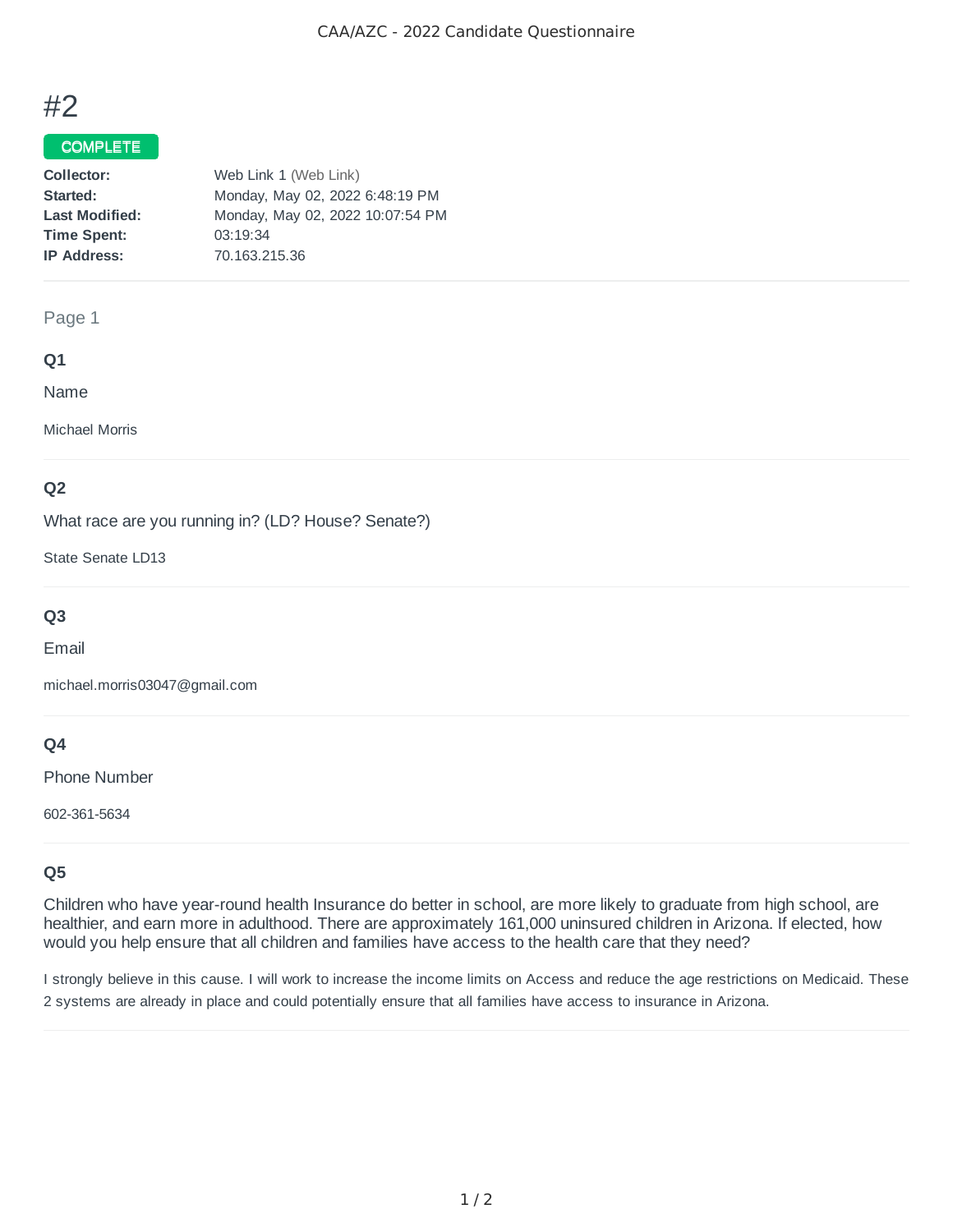# #2

**COMPLETE**

| | |
|---|---|
| **Collector:** | Web Link 1 (Web Link) |
| **Started:** | Monday, May 02, 2022 6:48:19 PM |
| **Last Modified:** | Monday, May 02, 2022 10:07:54 PM |
| **Time Spent:** | 03:19:34 |
| **IP Address:** | 70.163.215.36 |

Page 1

### Q1

Name

Michael Morris

### Q2

What race are you running in? (LD? House? Senate?)

State Senate LD13

### Q3

Email

michael.morris03047@gmail.com

### Q4

Phone Number

602-361-5634

### Q5

Children who have year-round health Insurance do better in school, are more likely to graduate from high school, are healthier, and earn more in adulthood. There are approximately 161,000 uninsured children in Arizona. If elected, how would you help ensure that all children and families have access to the health care that they need?

I strongly believe in this cause. I will work to increase the income limits on Access and reduce the age restrictions on Medicaid. These 2 systems are already in place and could potentially ensure that all families have access to insurance in Arizona.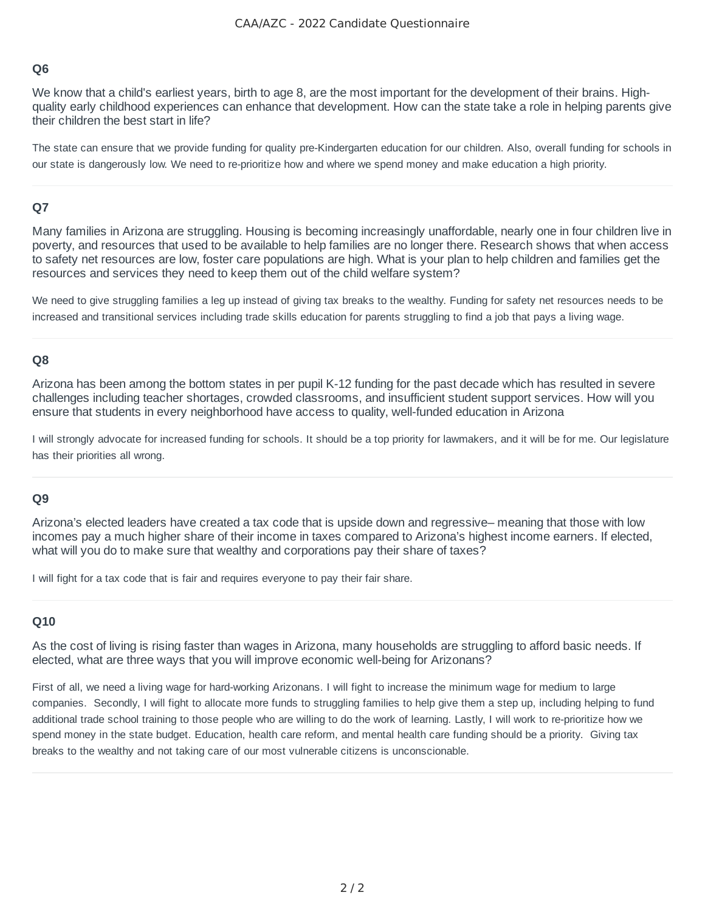## Q6

We know that a child's earliest years, birth to age 8, are the most important for the development of their brains. High-quality early childhood experiences can enhance that development. How can the state take a role in helping parents give their children the best start in life?

The state can ensure that we provide funding for quality pre-Kindergarten education for our children. Also, overall funding for schools in our state is dangerously low. We need to re-prioritize how and where we spend money and make education a high priority.

---

## Q7

Many families in Arizona are struggling. Housing is becoming increasingly unaffordable, nearly one in four children live in poverty, and resources that used to be available to help families are no longer there. Research shows that when access to safety net resources are low, foster care populations are high. What is your plan to help children and families get the resources and services they need to keep them out of the child welfare system?

We need to give struggling families a leg up instead of giving tax breaks to the wealthy. Funding for safety net resources needs to be increased and transitional services including trade skills education for parents struggling to find a job that pays a living wage.

---

## Q8

Arizona has been among the bottom states in per pupil K-12 funding for the past decade which has resulted in severe challenges including teacher shortages, crowded classrooms, and insufficient student support services. How will you ensure that students in every neighborhood have access to quality, well-funded education in Arizona

I will strongly advocate for increased funding for schools. It should be a top priority for lawmakers, and it will be for me. Our legislature has their priorities all wrong.

---

## Q9

Arizona's elected leaders have created a tax code that is upside down and regressive– meaning that those with low incomes pay a much higher share of their income in taxes compared to Arizona's highest income earners. If elected, what will you do to make sure that wealthy and corporations pay their share of taxes?

I will fight for a tax code that is fair and requires everyone to pay their fair share.

---

## Q10

As the cost of living is rising faster than wages in Arizona, many households are struggling to afford basic needs. If elected, what are three ways that you will improve economic well-being for Arizonans?

First of all, we need a living wage for hard-working Arizonans. I will fight to increase the minimum wage for medium to large companies. Secondly, I will fight to allocate more funds to struggling families to help give them a step up, including helping to fund additional trade school training to those people who are willing to do the work of learning. Lastly, I will work to re-prioritize how we spend money in the state budget. Education, health care reform, and mental health care funding should be a priority. Giving tax breaks to the wealthy and not taking care of our most vulnerable citizens is unconscionable.